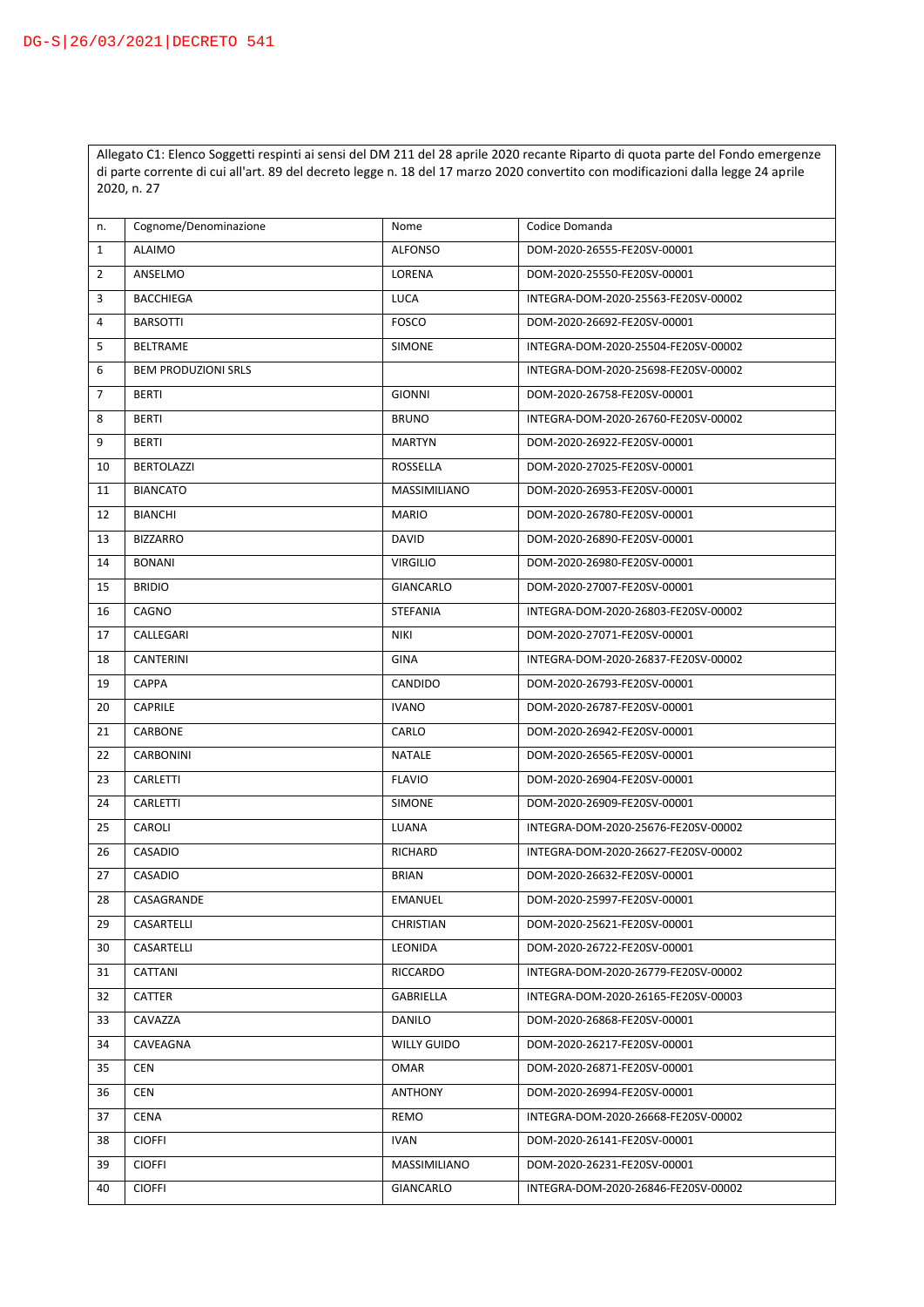DG-S|26/03/2021|DECRETO 541

Allegato C1: Elenco Soggetti respinti ai sensi del DM 211 del 28 aprile 2020 recante Riparto di quota parte del Fondo emergenze di parte corrente di cui all'art. 89 del decreto legge n. 18 del 17 marzo 2020 convertito con modificazioni dalla legge 24 aprile 2020, n. 27

| n. | Cognome/Denominazione | Nome | Codice Domanda |
|---|---|---|---|
| 1 | ALAIMO | ALFONSO | DOM-2020-26555-FE20SV-00001 |
| 2 | ANSELMO | LORENA | DOM-2020-25550-FE20SV-00001 |
| 3 | BACCHIEGA | LUCA | INTEGRA-DOM-2020-25563-FE20SV-00002 |
| 4 | BARSOTTI | FOSCO | DOM-2020-26692-FE20SV-00001 |
| 5 | BELTRAME | SIMONE | INTEGRA-DOM-2020-25504-FE20SV-00002 |
| 6 | BEM PRODUZIONI SRLS | | INTEGRA-DOM-2020-25698-FE20SV-00002 |
| 7 | BERTI | GIONNI | DOM-2020-26758-FE20SV-00001 |
| 8 | BERTI | BRUNO | INTEGRA-DOM-2020-26760-FE20SV-00002 |
| 9 | BERTI | MARTYN | DOM-2020-26922-FE20SV-00001 |
| 10 | BERTOLAZZI | ROSSELLA | DOM-2020-27025-FE20SV-00001 |
| 11 | BIANCATO | MASSIMILIANO | DOM-2020-26953-FE20SV-00001 |
| 12 | BIANCHI | MARIO | DOM-2020-26780-FE20SV-00001 |
| 13 | BIZZARRO | DAVID | DOM-2020-26890-FE20SV-00001 |
| 14 | BONANI | VIRGILIO | DOM-2020-26980-FE20SV-00001 |
| 15 | BRIDIO | GIANCARLO | DOM-2020-27007-FE20SV-00001 |
| 16 | CAGNO | STEFANIA | INTEGRA-DOM-2020-26803-FE20SV-00002 |
| 17 | CALLEGARI | NIKI | DOM-2020-27071-FE20SV-00001 |
| 18 | CANTERINI | GINA | INTEGRA-DOM-2020-26837-FE20SV-00002 |
| 19 | CAPPA | CANDIDO | DOM-2020-26793-FE20SV-00001 |
| 20 | CAPRILE | IVANO | DOM-2020-26787-FE20SV-00001 |
| 21 | CARBONE | CARLO | DOM-2020-26942-FE20SV-00001 |
| 22 | CARBONINI | NATALE | DOM-2020-26565-FE20SV-00001 |
| 23 | CARLETTI | FLAVIO | DOM-2020-26904-FE20SV-00001 |
| 24 | CARLETTI | SIMONE | DOM-2020-26909-FE20SV-00001 |
| 25 | CAROLI | LUANA | INTEGRA-DOM-2020-25676-FE20SV-00002 |
| 26 | CASADIO | RICHARD | INTEGRA-DOM-2020-26627-FE20SV-00002 |
| 27 | CASADIO | BRIAN | DOM-2020-26632-FE20SV-00001 |
| 28 | CASAGRANDE | EMANUEL | DOM-2020-25997-FE20SV-00001 |
| 29 | CASARTELLI | CHRISTIAN | DOM-2020-25621-FE20SV-00001 |
| 30 | CASARTELLI | LEONIDA | DOM-2020-26722-FE20SV-00001 |
| 31 | CATTANI | RICCARDO | INTEGRA-DOM-2020-26779-FE20SV-00002 |
| 32 | CATTER | GABRIELLA | INTEGRA-DOM-2020-26165-FE20SV-00003 |
| 33 | CAVAZZA | DANILO | DOM-2020-26868-FE20SV-00001 |
| 34 | CAVEAGNA | WILLY GUIDO | DOM-2020-26217-FE20SV-00001 |
| 35 | CEN | OMAR | DOM-2020-26871-FE20SV-00001 |
| 36 | CEN | ANTHONY | DOM-2020-26994-FE20SV-00001 |
| 37 | CENA | REMO | INTEGRA-DOM-2020-26668-FE20SV-00002 |
| 38 | CIOFFI | IVAN | DOM-2020-26141-FE20SV-00001 |
| 39 | CIOFFI | MASSIMILIANO | DOM-2020-26231-FE20SV-00001 |
| 40 | CIOFFI | GIANCARLO | INTEGRA-DOM-2020-26846-FE20SV-00002 |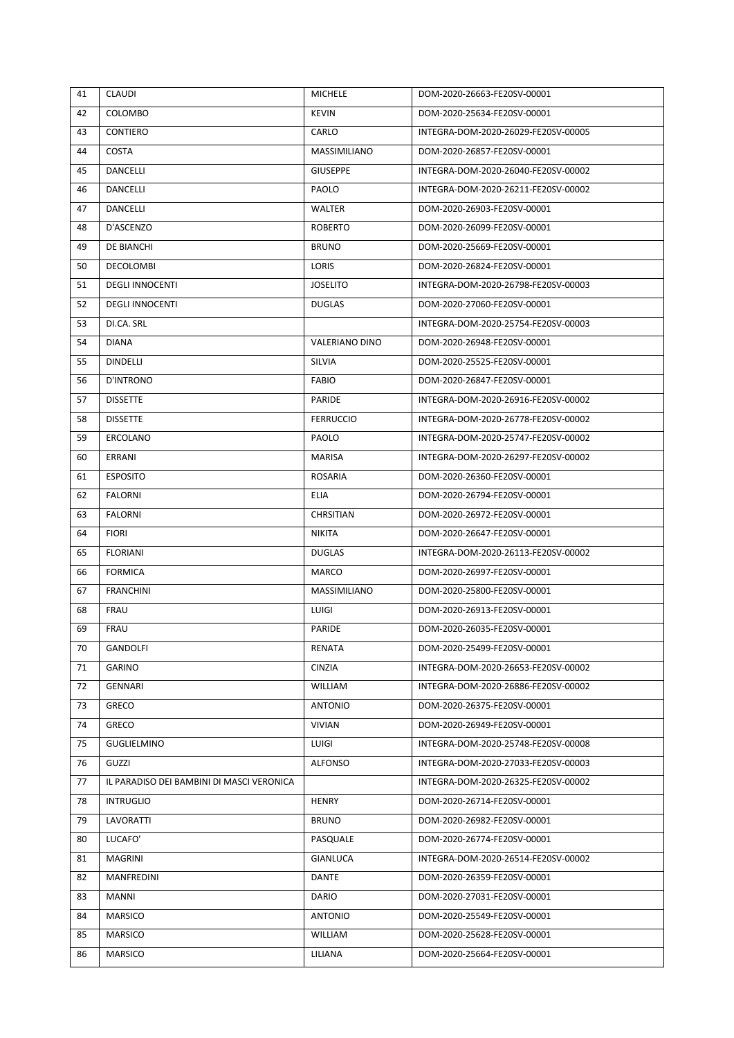| 41 | CLAUDI | MICHELE | DOM-2020-26663-FE20SV-00001 |
|---|---|---|---|
| 42 | COLOMBO | KEVIN | DOM-2020-25634-FE20SV-00001 |
| 43 | CONTIERO | CARLO | INTEGRA-DOM-2020-26029-FE20SV-00005 |
| 44 | COSTA | MASSIMILIANO | DOM-2020-26857-FE20SV-00001 |
| 45 | DANCELLI | GIUSEPPE | INTEGRA-DOM-2020-26040-FE20SV-00002 |
| 46 | DANCELLI | PAOLO | INTEGRA-DOM-2020-26211-FE20SV-00002 |
| 47 | DANCELLI | WALTER | DOM-2020-26903-FE20SV-00001 |
| 48 | D'ASCENZO | ROBERTO | DOM-2020-26099-FE20SV-00001 |
| 49 | DE BIANCHI | BRUNO | DOM-2020-25669-FE20SV-00001 |
| 50 | DECOLOMBI | LORIS | DOM-2020-26824-FE20SV-00001 |
| 51 | DEGLI INNOCENTI | JOSELITO | INTEGRA-DOM-2020-26798-FE20SV-00003 |
| 52 | DEGLI INNOCENTI | DUGLAS | DOM-2020-27060-FE20SV-00001 |
| 53 | DI.CA. SRL | | INTEGRA-DOM-2020-25754-FE20SV-00003 |
| 54 | DIANA | VALERIANO DINO | DOM-2020-26948-FE20SV-00001 |
| 55 | DINDELLI | SILVIA | DOM-2020-25525-FE20SV-00001 |
| 56 | D'INTRONO | FABIO | DOM-2020-26847-FE20SV-00001 |
| 57 | DISSETTE | PARIDE | INTEGRA-DOM-2020-26916-FE20SV-00002 |
| 58 | DISSETTE | FERRUCCIO | INTEGRA-DOM-2020-26778-FE20SV-00002 |
| 59 | ERCOLANO | PAOLO | INTEGRA-DOM-2020-25747-FE20SV-00002 |
| 60 | ERRANI | MARISA | INTEGRA-DOM-2020-26297-FE20SV-00002 |
| 61 | ESPOSITO | ROSARIA | DOM-2020-26360-FE20SV-00001 |
| 62 | FALORNI | ELIA | DOM-2020-26794-FE20SV-00001 |
| 63 | FALORNI | CHRSITIAN | DOM-2020-26972-FE20SV-00001 |
| 64 | FIORI | NIKITA | DOM-2020-26647-FE20SV-00001 |
| 65 | FLORIANI | DUGLAS | INTEGRA-DOM-2020-26113-FE20SV-00002 |
| 66 | FORMICA | MARCO | DOM-2020-26997-FE20SV-00001 |
| 67 | FRANCHINI | MASSIMILIANO | DOM-2020-25800-FE20SV-00001 |
| 68 | FRAU | LUIGI | DOM-2020-26913-FE20SV-00001 |
| 69 | FRAU | PARIDE | DOM-2020-26035-FE20SV-00001 |
| 70 | GANDOLFI | RENATA | DOM-2020-25499-FE20SV-00001 |
| 71 | GARINO | CINZIA | INTEGRA-DOM-2020-26653-FE20SV-00002 |
| 72 | GENNARI | WILLIAM | INTEGRA-DOM-2020-26886-FE20SV-00002 |
| 73 | GRECO | ANTONIO | DOM-2020-26375-FE20SV-00001 |
| 74 | GRECO | VIVIAN | DOM-2020-26949-FE20SV-00001 |
| 75 | GUGLIELMINO | LUIGI | INTEGRA-DOM-2020-25748-FE20SV-00008 |
| 76 | GUZZI | ALFONSO | INTEGRA-DOM-2020-27033-FE20SV-00003 |
| 77 | IL PARADISO DEI BAMBINI DI MASCI VERONICA | | INTEGRA-DOM-2020-26325-FE20SV-00002 |
| 78 | INTRUGLIO | HENRY | DOM-2020-26714-FE20SV-00001 |
| 79 | LAVORATTI | BRUNO | DOM-2020-26982-FE20SV-00001 |
| 80 | LUCAFO' | PASQUALE | DOM-2020-26774-FE20SV-00001 |
| 81 | MAGRINI | GIANLUCA | INTEGRA-DOM-2020-26514-FE20SV-00002 |
| 82 | MANFREDINI | DANTE | DOM-2020-26359-FE20SV-00001 |
| 83 | MANNI | DARIO | DOM-2020-27031-FE20SV-00001 |
| 84 | MARSICO | ANTONIO | DOM-2020-25549-FE20SV-00001 |
| 85 | MARSICO | WILLIAM | DOM-2020-25628-FE20SV-00001 |
| 86 | MARSICO | LILIANA | DOM-2020-25664-FE20SV-00001 |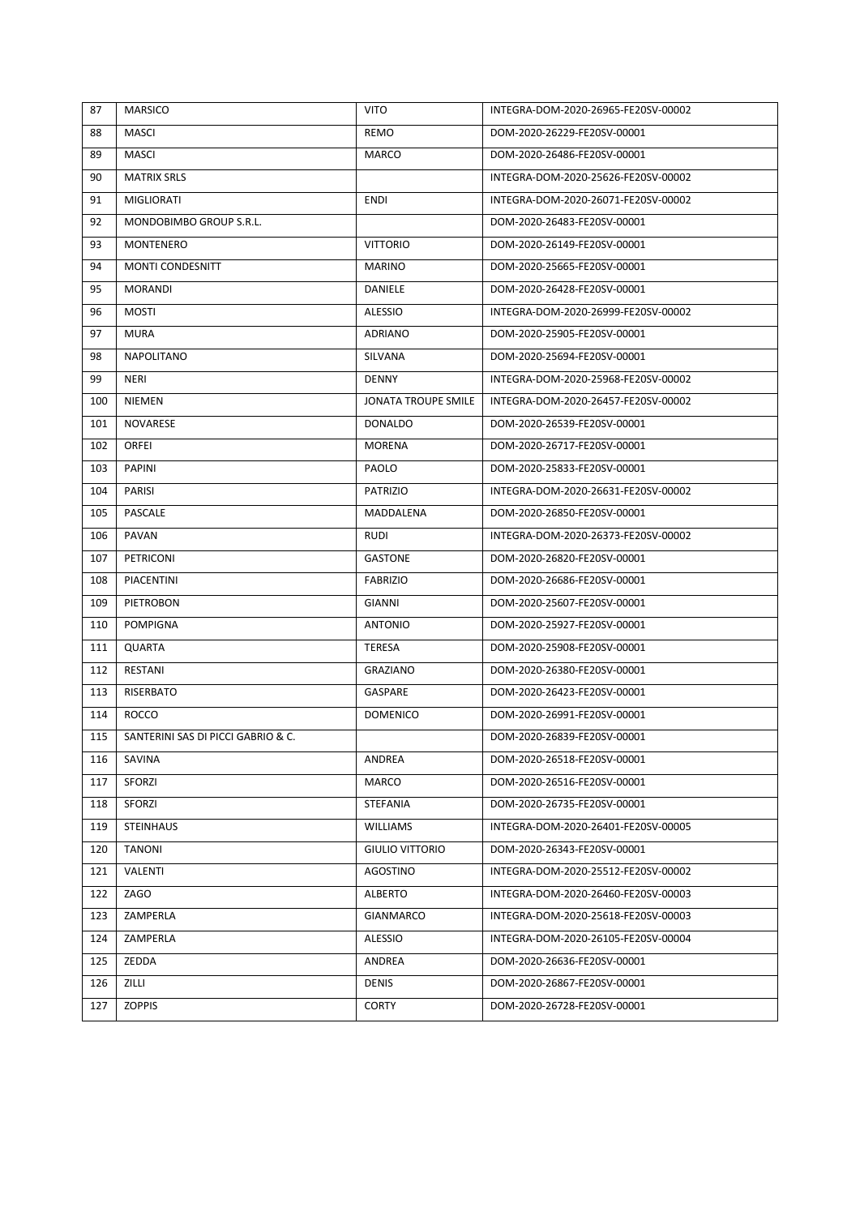| | | | |
|---|---|---|---|
| 87 | MARSICO | VITO | INTEGRA-DOM-2020-26965-FE20SV-00002 |
| 88 | MASCI | REMO | DOM-2020-26229-FE20SV-00001 |
| 89 | MASCI | MARCO | DOM-2020-26486-FE20SV-00001 |
| 90 | MATRIX SRLS | | INTEGRA-DOM-2020-25626-FE20SV-00002 |
| 91 | MIGLIORATI | ENDI | INTEGRA-DOM-2020-26071-FE20SV-00002 |
| 92 | MONDOBIMBO GROUP S.R.L. | | DOM-2020-26483-FE20SV-00001 |
| 93 | MONTENERO | VITTORIO | DOM-2020-26149-FE20SV-00001 |
| 94 | MONTI CONDESNITT | MARINO | DOM-2020-25665-FE20SV-00001 |
| 95 | MORANDI | DANIELE | DOM-2020-26428-FE20SV-00001 |
| 96 | MOSTI | ALESSIO | INTEGRA-DOM-2020-26999-FE20SV-00002 |
| 97 | MURA | ADRIANO | DOM-2020-25905-FE20SV-00001 |
| 98 | NAPOLITANO | SILVANA | DOM-2020-25694-FE20SV-00001 |
| 99 | NERI | DENNY | INTEGRA-DOM-2020-25968-FE20SV-00002 |
| 100 | NIEMEN | JONATA TROUPE SMILE | INTEGRA-DOM-2020-26457-FE20SV-00002 |
| 101 | NOVARESE | DONALDO | DOM-2020-26539-FE20SV-00001 |
| 102 | ORFEI | MORENA | DOM-2020-26717-FE20SV-00001 |
| 103 | PAPINI | PAOLO | DOM-2020-25833-FE20SV-00001 |
| 104 | PARISI | PATRIZIO | INTEGRA-DOM-2020-26631-FE20SV-00002 |
| 105 | PASCALE | MADDALENA | DOM-2020-26850-FE20SV-00001 |
| 106 | PAVAN | RUDI | INTEGRA-DOM-2020-26373-FE20SV-00002 |
| 107 | PETRICONI | GASTONE | DOM-2020-26820-FE20SV-00001 |
| 108 | PIACENTINI | FABRIZIO | DOM-2020-26686-FE20SV-00001 |
| 109 | PIETROBON | GIANNI | DOM-2020-25607-FE20SV-00001 |
| 110 | POMPIGNA | ANTONIO | DOM-2020-25927-FE20SV-00001 |
| 111 | QUARTA | TERESA | DOM-2020-25908-FE20SV-00001 |
| 112 | RESTANI | GRAZIANO | DOM-2020-26380-FE20SV-00001 |
| 113 | RISERBATO | GASPARE | DOM-2020-26423-FE20SV-00001 |
| 114 | ROCCO | DOMENICO | DOM-2020-26991-FE20SV-00001 |
| 115 | SANTERINI SAS DI PICCI GABRIO & C. | | DOM-2020-26839-FE20SV-00001 |
| 116 | SAVINA | ANDREA | DOM-2020-26518-FE20SV-00001 |
| 117 | SFORZI | MARCO | DOM-2020-26516-FE20SV-00001 |
| 118 | SFORZI | STEFANIA | DOM-2020-26735-FE20SV-00001 |
| 119 | STEINHAUS | WILLIAMS | INTEGRA-DOM-2020-26401-FE20SV-00005 |
| 120 | TANONI | GIULIO VITTORIO | DOM-2020-26343-FE20SV-00001 |
| 121 | VALENTI | AGOSTINO | INTEGRA-DOM-2020-25512-FE20SV-00002 |
| 122 | ZAGO | ALBERTO | INTEGRA-DOM-2020-26460-FE20SV-00003 |
| 123 | ZAMPERLA | GIANMARCO | INTEGRA-DOM-2020-25618-FE20SV-00003 |
| 124 | ZAMPERLA | ALESSIO | INTEGRA-DOM-2020-26105-FE20SV-00004 |
| 125 | ZEDDA | ANDREA | DOM-2020-26636-FE20SV-00001 |
| 126 | ZILLI | DENIS | DOM-2020-26867-FE20SV-00001 |
| 127 | ZOPPIS | CORTY | DOM-2020-26728-FE20SV-00001 |